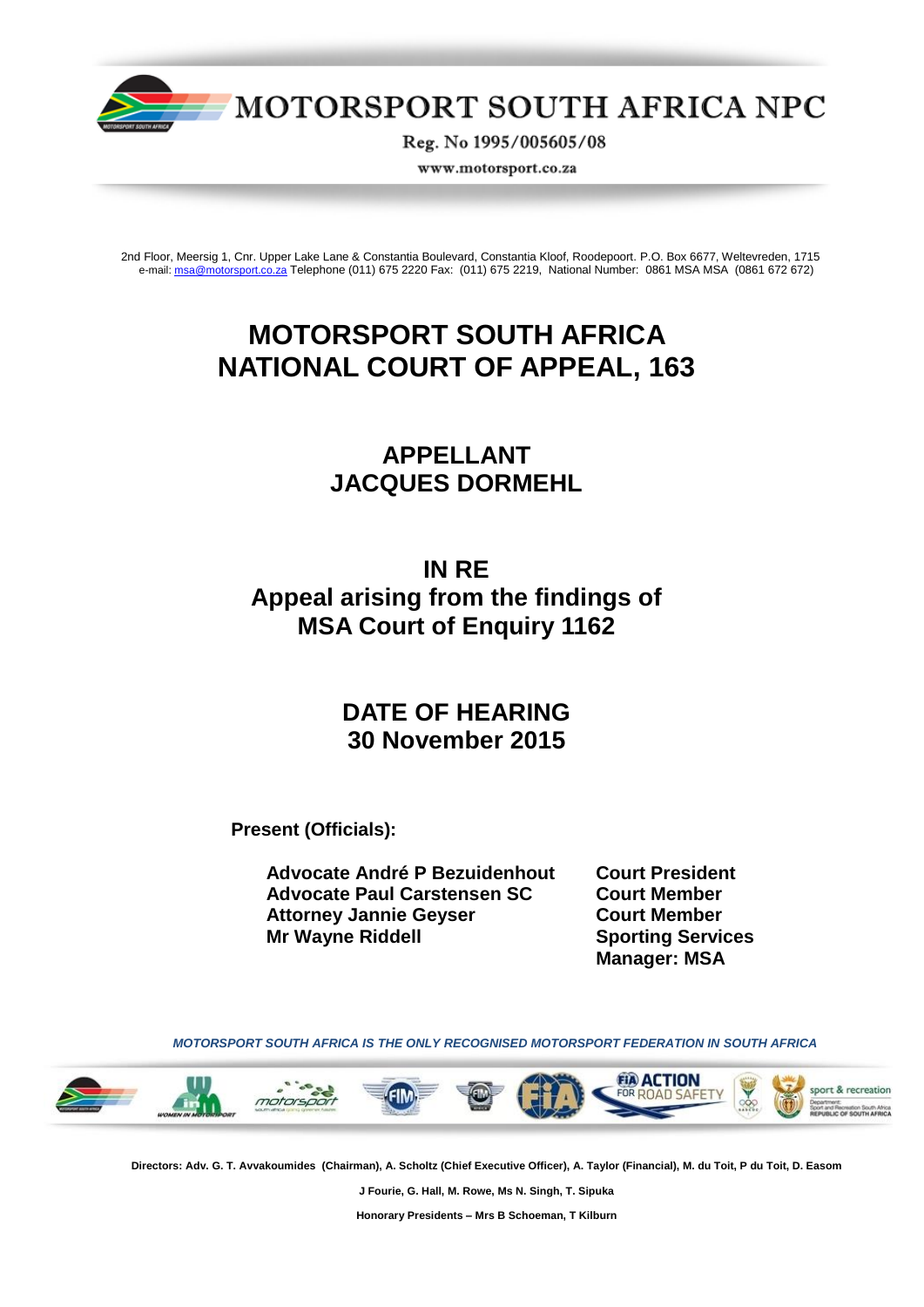# MOTORSPORT SOUTH AFRICA NPC

Reg. No 1995/005605/08

www.motorsport.co.za

2nd Floor, Meersig 1, Cnr. Upper Lake Lane & Constantia Boulevard, Constantia Kloof, Roodepoort. P.O. Box 6677, Weltevreden, 1715
e-mail: msa@motorsport.co.za Telephone (011) 675 2220 Fax: (011) 675 2219, National Number: 0861 MSA MSA (0861 672 672)

# MOTORSPORT SOUTH AFRICA NATIONAL COURT OF APPEAL, 163

## APPELLANT
## JACQUES DORMEHL

## IN RE
## Appeal arising from the findings of MSA Court of Enquiry 1162

## DATE OF HEARING
## 30 November 2015

**Present (Officials):**

| | |
|---|---|
| **Advocate André P Bezuidenhout** | **Court President** |
| **Advocate Paul Carstensen SC** | **Court Member** |
| **Attorney Jannie Geyser** | **Court Member** |
| **Mr Wayne Riddell** | **Sporting Services Manager: MSA** |

*MOTORSPORT SOUTH AFRICA IS THE ONLY RECOGNISED MOTORSPORT FEDERATION IN SOUTH AFRICA*

**Directors: Adv. G. T. Avvakoumides (Chairman), A. Scholtz (Chief Executive Officer), A. Taylor (Financial), M. du Toit, P du Toit, D. Easom J Fourie, G. Hall, M. Rowe, Ms N. Singh, T. Sipuka**

**Honorary Presidents – Mrs B Schoeman, T Kilburn**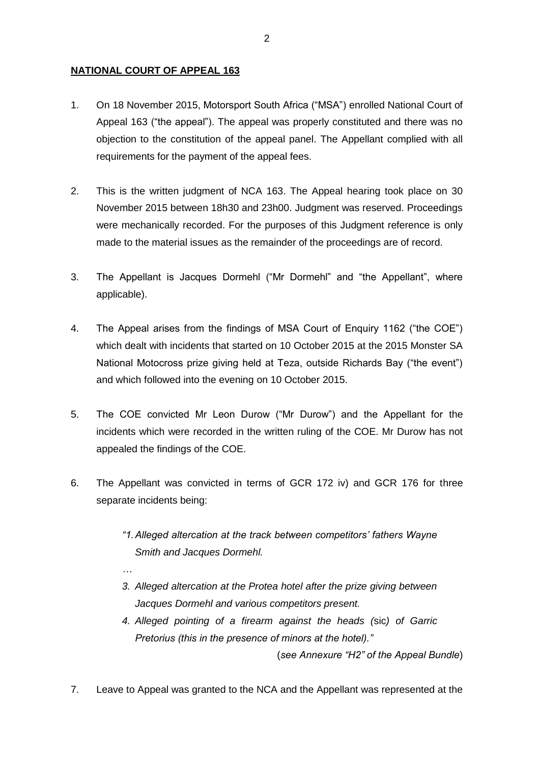**NATIONAL COURT OF APPEAL 163**

1. On 18 November 2015, Motorsport South Africa ("MSA") enrolled National Court of Appeal 163 ("the appeal"). The appeal was properly constituted and there was no objection to the constitution of the appeal panel. The Appellant complied with all requirements for the payment of the appeal fees.

2. This is the written judgment of NCA 163. The Appeal hearing took place on 30 November 2015 between 18h30 and 23h00. Judgment was reserved. Proceedings were mechanically recorded. For the purposes of this Judgment reference is only made to the material issues as the remainder of the proceedings are of record.

3. The Appellant is Jacques Dormehl ("Mr Dormehl" and "the Appellant", where applicable).

4. The Appeal arises from the findings of MSA Court of Enquiry 1162 ("the COE") which dealt with incidents that started on 10 October 2015 at the 2015 Monster SA National Motocross prize giving held at Teza, outside Richards Bay ("the event") and which followed into the evening on 10 October 2015.

5. The COE convicted Mr Leon Durow ("Mr Durow") and the Appellant for the incidents which were recorded in the written ruling of the COE. Mr Durow has not appealed the findings of the COE.

6. The Appellant was convicted in terms of GCR 172 iv) and GCR 176 for three separate incidents being:

   *"1. Alleged altercation at the track between competitors' fathers Wayne Smith and Jacques Dormehl.*

   *…*

   *3. Alleged altercation at the Protea hotel after the prize giving between Jacques Dormehl and various competitors present.*

   *4. Alleged pointing of a firearm against the heads (*sic*) of Garric Pretorius (this in the presence of minors at the hotel)."*

   (*see Annexure "H2" of the Appeal Bundle*)

7. Leave to Appeal was granted to the NCA and the Appellant was represented at the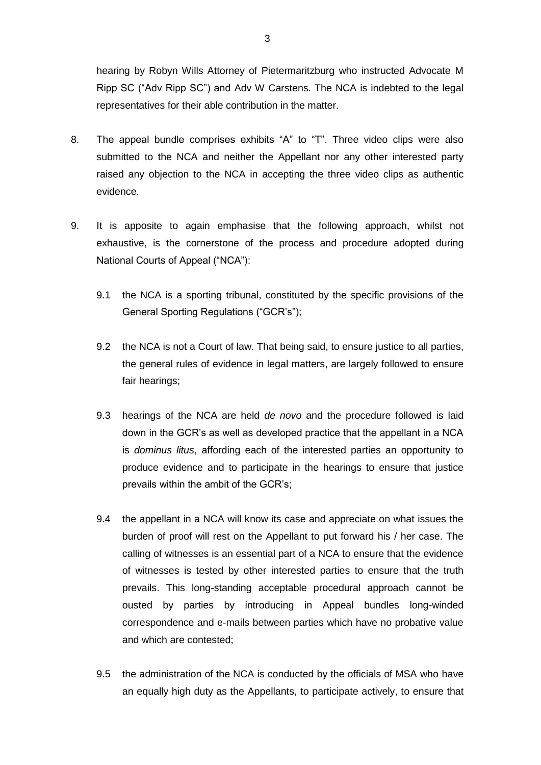hearing by Robyn Wills Attorney of Pietermaritzburg who instructed Advocate M Ripp SC ("Adv Ripp SC") and Adv W Carstens. The NCA is indebted to the legal representatives for their able contribution in the matter.

8. The appeal bundle comprises exhibits "A" to "T". Three video clips were also submitted to the NCA and neither the Appellant nor any other interested party raised any objection to the NCA in accepting the three video clips as authentic evidence.

9. It is apposite to again emphasise that the following approach, whilst not exhaustive, is the cornerstone of the process and procedure adopted during National Courts of Appeal ("NCA"):

   9.1 the NCA is a sporting tribunal, constituted by the specific provisions of the General Sporting Regulations ("GCR's");

   9.2 the NCA is not a Court of law. That being said, to ensure justice to all parties, the general rules of evidence in legal matters, are largely followed to ensure fair hearings;

   9.3 hearings of the NCA are held *de novo* and the procedure followed is laid down in the GCR's as well as developed practice that the appellant in a NCA is *dominus litus*, affording each of the interested parties an opportunity to produce evidence and to participate in the hearings to ensure that justice prevails within the ambit of the GCR's;

   9.4 the appellant in a NCA will know its case and appreciate on what issues the burden of proof will rest on the Appellant to put forward his / her case. The calling of witnesses is an essential part of a NCA to ensure that the evidence of witnesses is tested by other interested parties to ensure that the truth prevails. This long-standing acceptable procedural approach cannot be ousted by parties by introducing in Appeal bundles long-winded correspondence and e-mails between parties which have no probative value and which are contested;

   9.5 the administration of the NCA is conducted by the officials of MSA who have an equally high duty as the Appellants, to participate actively, to ensure that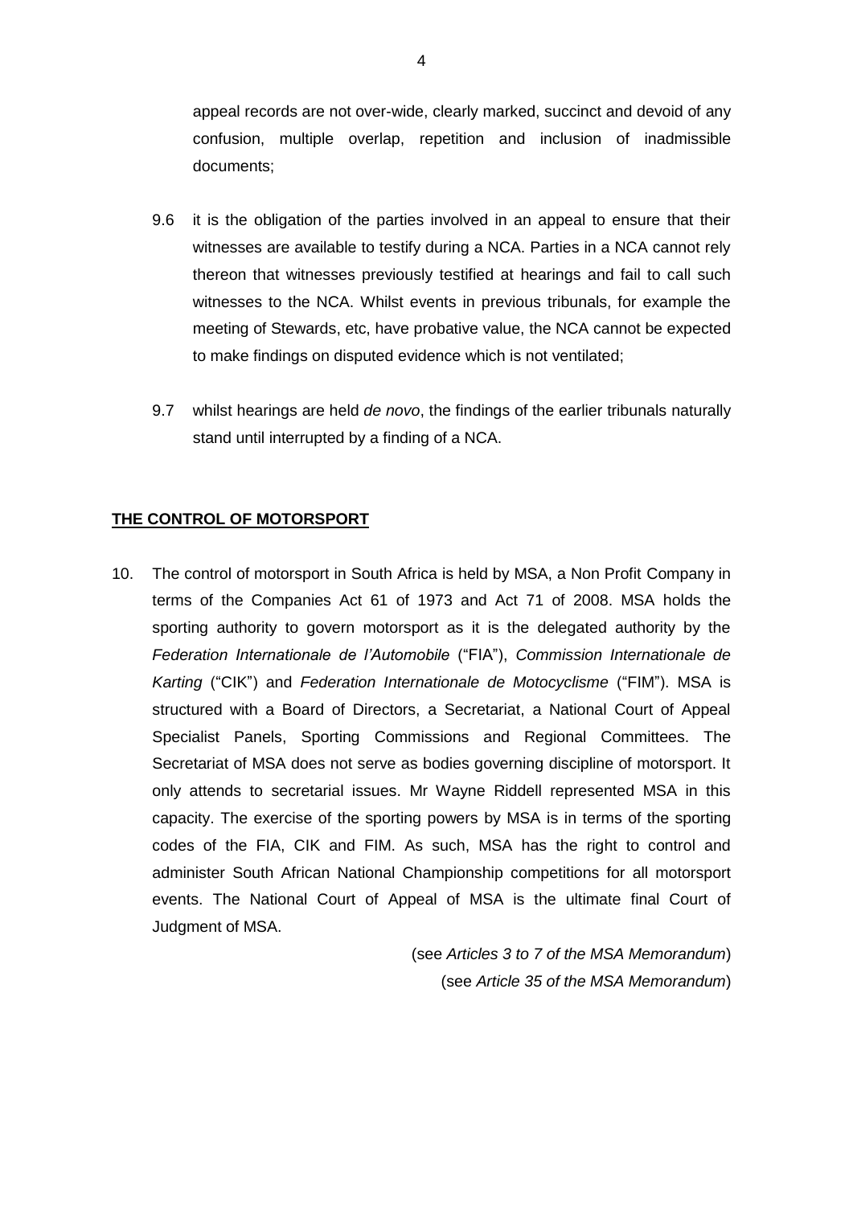appeal records are not over-wide, clearly marked, succinct and devoid of any confusion, multiple overlap, repetition and inclusion of inadmissible documents;

9.6 it is the obligation of the parties involved in an appeal to ensure that their witnesses are available to testify during a NCA. Parties in a NCA cannot rely thereon that witnesses previously testified at hearings and fail to call such witnesses to the NCA. Whilst events in previous tribunals, for example the meeting of Stewards, etc, have probative value, the NCA cannot be expected to make findings on disputed evidence which is not ventilated;

9.7 whilst hearings are held *de novo*, the findings of the earlier tribunals naturally stand until interrupted by a finding of a NCA.

**THE CONTROL OF MOTORSPORT**

10. The control of motorsport in South Africa is held by MSA, a Non Profit Company in terms of the Companies Act 61 of 1973 and Act 71 of 2008. MSA holds the sporting authority to govern motorsport as it is the delegated authority by the *Federation Internationale de l'Automobile* ("FIA"), *Commission Internationale de Karting* ("CIK") and *Federation Internationale de Motocyclisme* ("FIM"). MSA is structured with a Board of Directors, a Secretariat, a National Court of Appeal Specialist Panels, Sporting Commissions and Regional Committees. The Secretariat of MSA does not serve as bodies governing discipline of motorsport. It only attends to secretarial issues. Mr Wayne Riddell represented MSA in this capacity. The exercise of the sporting powers by MSA is in terms of the sporting codes of the FIA, CIK and FIM. As such, MSA has the right to control and administer South African National Championship competitions for all motorsport events. The National Court of Appeal of MSA is the ultimate final Court of Judgment of MSA.

(see *Articles 3 to 7 of the MSA Memorandum*)
(see *Article 35 of the MSA Memorandum*)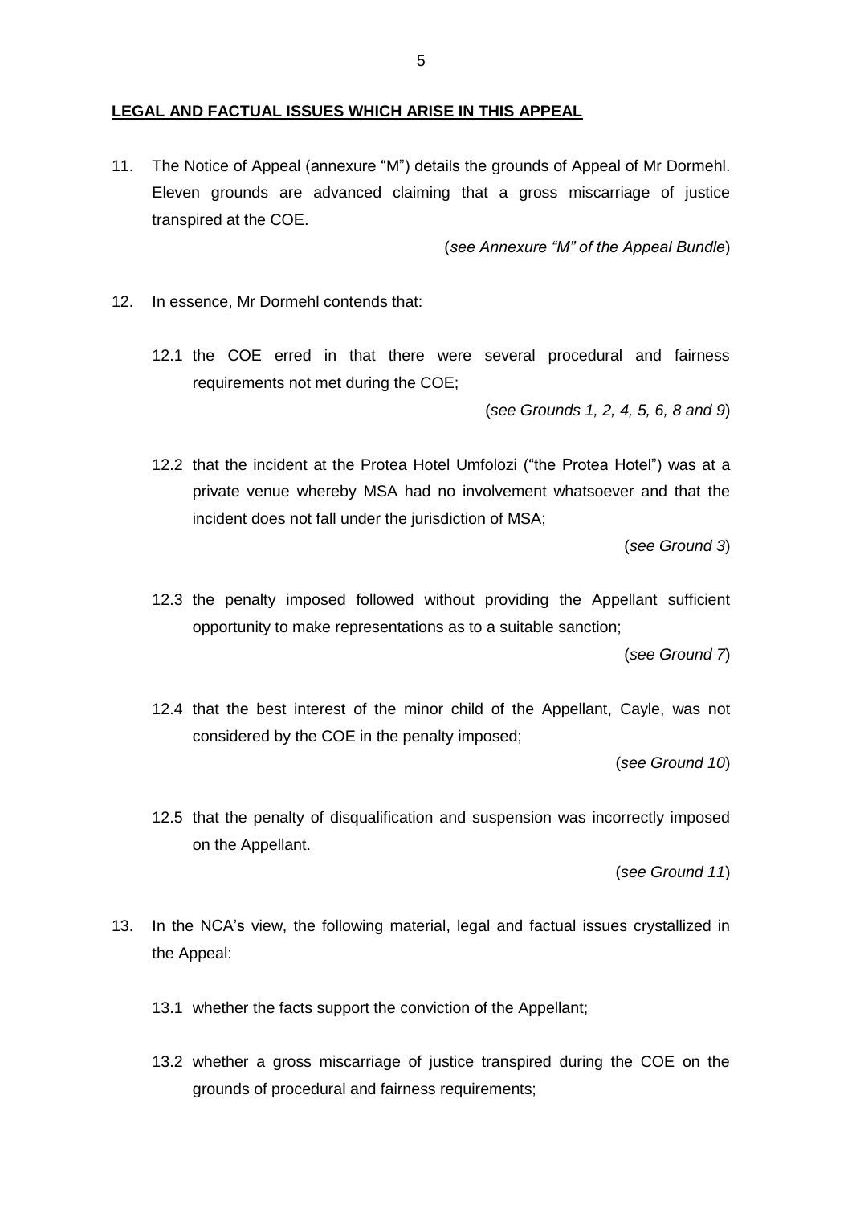**LEGAL AND FACTUAL ISSUES WHICH ARISE IN THIS APPEAL**

11. The Notice of Appeal (annexure "M") details the grounds of Appeal of Mr Dormehl. Eleven grounds are advanced claiming that a gross miscarriage of justice transpired at the COE.

    (*see Annexure "M" of the Appeal Bundle*)

12. In essence, Mr Dormehl contends that:

    12.1 the COE erred in that there were several procedural and fairness requirements not met during the COE;

    (*see Grounds 1, 2, 4, 5, 6, 8 and 9*)

    12.2 that the incident at the Protea Hotel Umfolozi ("the Protea Hotel") was at a private venue whereby MSA had no involvement whatsoever and that the incident does not fall under the jurisdiction of MSA;

    (*see Ground 3*)

    12.3 the penalty imposed followed without providing the Appellant sufficient opportunity to make representations as to a suitable sanction;

    (*see Ground 7*)

    12.4 that the best interest of the minor child of the Appellant, Cayle, was not considered by the COE in the penalty imposed;

    (*see Ground 10*)

    12.5 that the penalty of disqualification and suspension was incorrectly imposed on the Appellant.

    (*see Ground 11*)

13. In the NCA's view, the following material, legal and factual issues crystallized in the Appeal:

    13.1 whether the facts support the conviction of the Appellant;

    13.2 whether a gross miscarriage of justice transpired during the COE on the grounds of procedural and fairness requirements;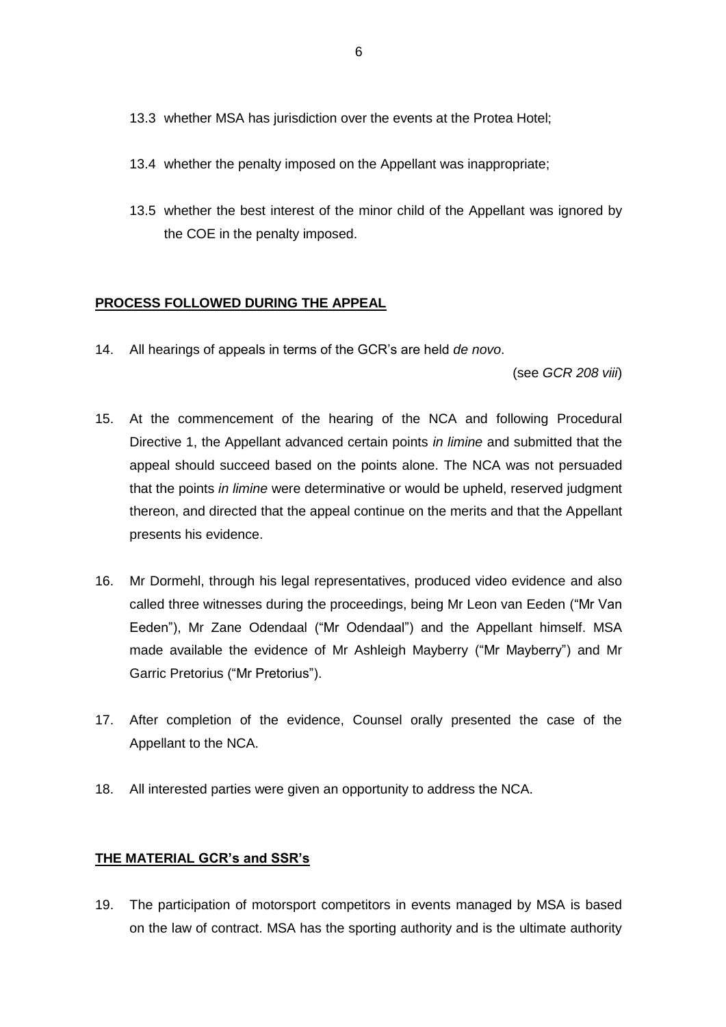13.3 whether MSA has jurisdiction over the events at the Protea Hotel;

13.4 whether the penalty imposed on the Appellant was inappropriate;

13.5 whether the best interest of the minor child of the Appellant was ignored by the COE in the penalty imposed.

## PROCESS FOLLOWED DURING THE APPEAL

14. All hearings of appeals in terms of the GCR's are held *de novo*.

(see *GCR 208 viii*)

15. At the commencement of the hearing of the NCA and following Procedural Directive 1, the Appellant advanced certain points *in limine* and submitted that the appeal should succeed based on the points alone. The NCA was not persuaded that the points *in limine* were determinative or would be upheld, reserved judgment thereon, and directed that the appeal continue on the merits and that the Appellant presents his evidence.

16. Mr Dormehl, through his legal representatives, produced video evidence and also called three witnesses during the proceedings, being Mr Leon van Eeden ("Mr Van Eeden"), Mr Zane Odendaal ("Mr Odendaal") and the Appellant himself. MSA made available the evidence of Mr Ashleigh Mayberry ("Mr Mayberry") and Mr Garric Pretorius ("Mr Pretorius").

17. After completion of the evidence, Counsel orally presented the case of the Appellant to the NCA.

18. All interested parties were given an opportunity to address the NCA.

## THE MATERIAL GCR's and SSR's

19. The participation of motorsport competitors in events managed by MSA is based on the law of contract. MSA has the sporting authority and is the ultimate authority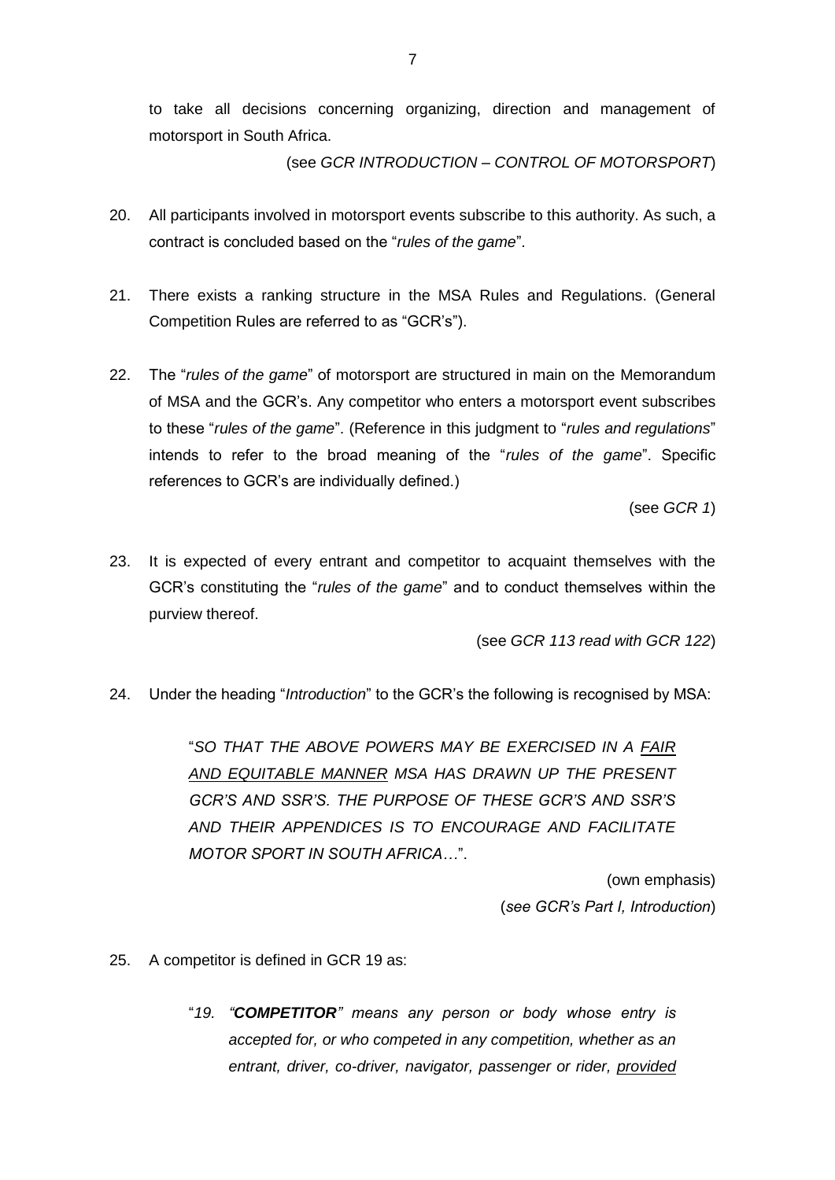to take all decisions concerning organizing, direction and management of motorsport in South Africa.

(see *GCR INTRODUCTION – CONTROL OF MOTORSPORT*)

20. All participants involved in motorsport events subscribe to this authority. As such, a contract is concluded based on the "*rules of the game*".

21. There exists a ranking structure in the MSA Rules and Regulations. (General Competition Rules are referred to as "GCR's").

22. The "*rules of the game*" of motorsport are structured in main on the Memorandum of MSA and the GCR's. Any competitor who enters a motorsport event subscribes to these "*rules of the game*". (Reference in this judgment to "*rules and regulations*" intends to refer to the broad meaning of the "*rules of the game*". Specific references to GCR's are individually defined.)

(see *GCR 1*)

23. It is expected of every entrant and competitor to acquaint themselves with the GCR's constituting the "*rules of the game*" and to conduct themselves within the purview thereof.

(see *GCR 113 read with GCR 122*)

24. Under the heading "*Introduction*" to the GCR's the following is recognised by MSA:

> "*SO THAT THE ABOVE POWERS MAY BE EXERCISED IN A <u>FAIR AND EQUITABLE MANNER</u> MSA HAS DRAWN UP THE PRESENT GCR'S AND SSR'S. THE PURPOSE OF THESE GCR'S AND SSR'S AND THEIR APPENDICES IS TO ENCOURAGE AND FACILITATE MOTOR SPORT IN SOUTH AFRICA…*".
>
> (own emphasis)
>
> (*see GCR's Part I, Introduction*)

25. A competitor is defined in GCR 19 as:

> "*19. "**COMPETITOR**" means any person or body whose entry is accepted for, or who competed in any competition, whether as an entrant, driver, co-driver, navigator, passenger or rider, <u>provided</u>*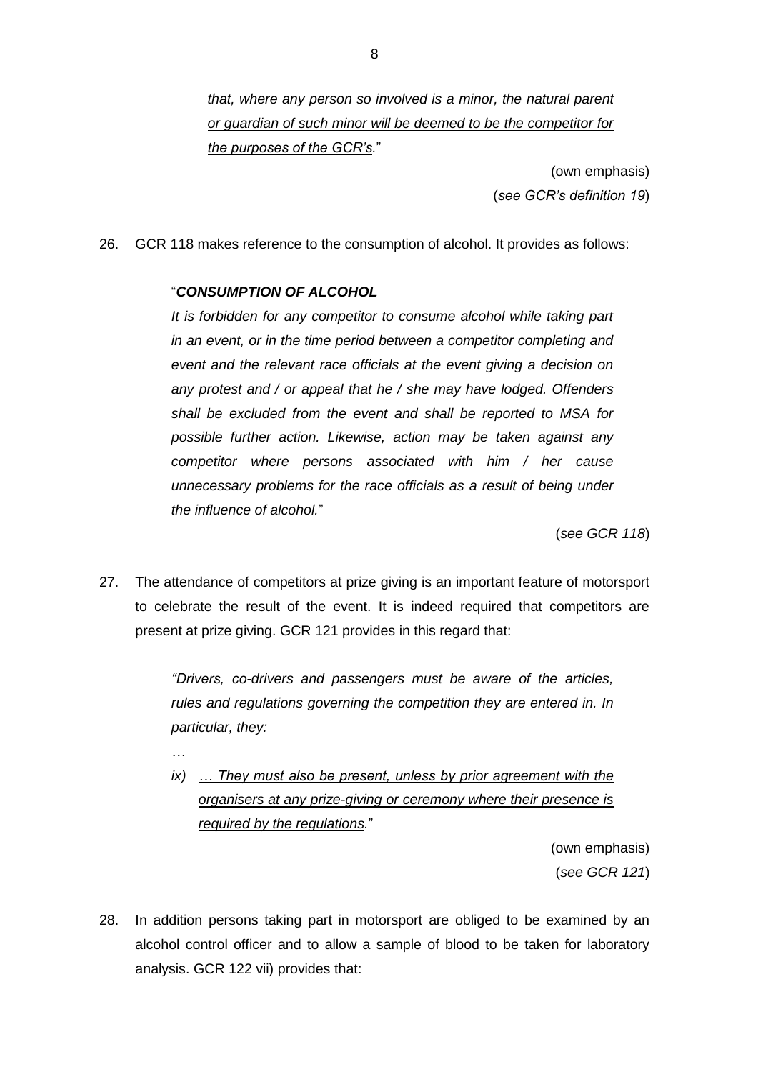> *<u>that, where any person so involved is a minor, the natural parent or guardian of such minor will be deemed to be the competitor for the purposes of the GCR's.</u>*"
>
> (own emphasis)
> (*see GCR's definition 19*)

26. GCR 118 makes reference to the consumption of alcohol. It provides as follows:

> "***CONSUMPTION OF ALCOHOL***
>
> *It is forbidden for any competitor to consume alcohol while taking part in an event, or in the time period between a competitor completing and event and the relevant race officials at the event giving a decision on any protest and / or appeal that he / she may have lodged. Offenders shall be excluded from the event and shall be reported to MSA for possible further action. Likewise, action may be taken against any competitor where persons associated with him / her cause unnecessary problems for the race officials as a result of being under the influence of alcohol.*"
>
> (*see GCR 118*)

27. The attendance of competitors at prize giving is an important feature of motorsport to celebrate the result of the event. It is indeed required that competitors are present at prize giving. GCR 121 provides in this regard that:

> *"Drivers, co-drivers and passengers must be aware of the articles, rules and regulations governing the competition they are entered in. In particular, they:*
>
> *…*
>
> *ix) <u>… They must also be present, unless by prior agreement with the organisers at any prize-giving or ceremony where their presence is required by the regulations.</u>*"
>
> (own emphasis)
> (*see GCR 121*)

28. In addition persons taking part in motorsport are obliged to be examined by an alcohol control officer and to allow a sample of blood to be taken for laboratory analysis. GCR 122 vii) provides that: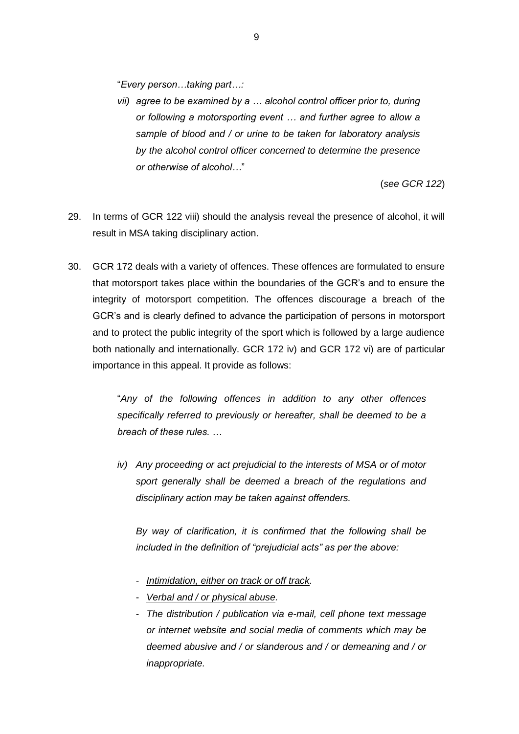"*Every person…taking part…:*

*vii) agree to be examined by a … alcohol control officer prior to, during or following a motorsporting event … and further agree to allow a sample of blood and / or urine to be taken for laboratory analysis by the alcohol control officer concerned to determine the presence or otherwise of alcohol…*"

(*see GCR 122*)

29. In terms of GCR 122 viii) should the analysis reveal the presence of alcohol, it will result in MSA taking disciplinary action.

30. GCR 172 deals with a variety of offences. These offences are formulated to ensure that motorsport takes place within the boundaries of the GCR's and to ensure the integrity of motorsport competition. The offences discourage a breach of the GCR's and is clearly defined to advance the participation of persons in motorsport and to protect the public integrity of the sport which is followed by a large audience both nationally and internationally. GCR 172 iv) and GCR 172 vi) are of particular importance in this appeal. It provide as follows:

"*Any of the following offences in addition to any other offences specifically referred to previously or hereafter, shall be deemed to be a breach of these rules. …*

*iv) Any proceeding or act prejudicial to the interests of MSA or of motor sport generally shall be deemed a breach of the regulations and disciplinary action may be taken against offenders.*

*By way of clarification, it is confirmed that the following shall be included in the definition of "prejudicial acts" as per the above:*

- <u>*Intimidation, either on track or off track.*</u>
- <u>*Verbal and / or physical abuse.*</u>
- *The distribution / publication via e-mail, cell phone text message or internet website and social media of comments which may be deemed abusive and / or slanderous and / or demeaning and / or inappropriate.*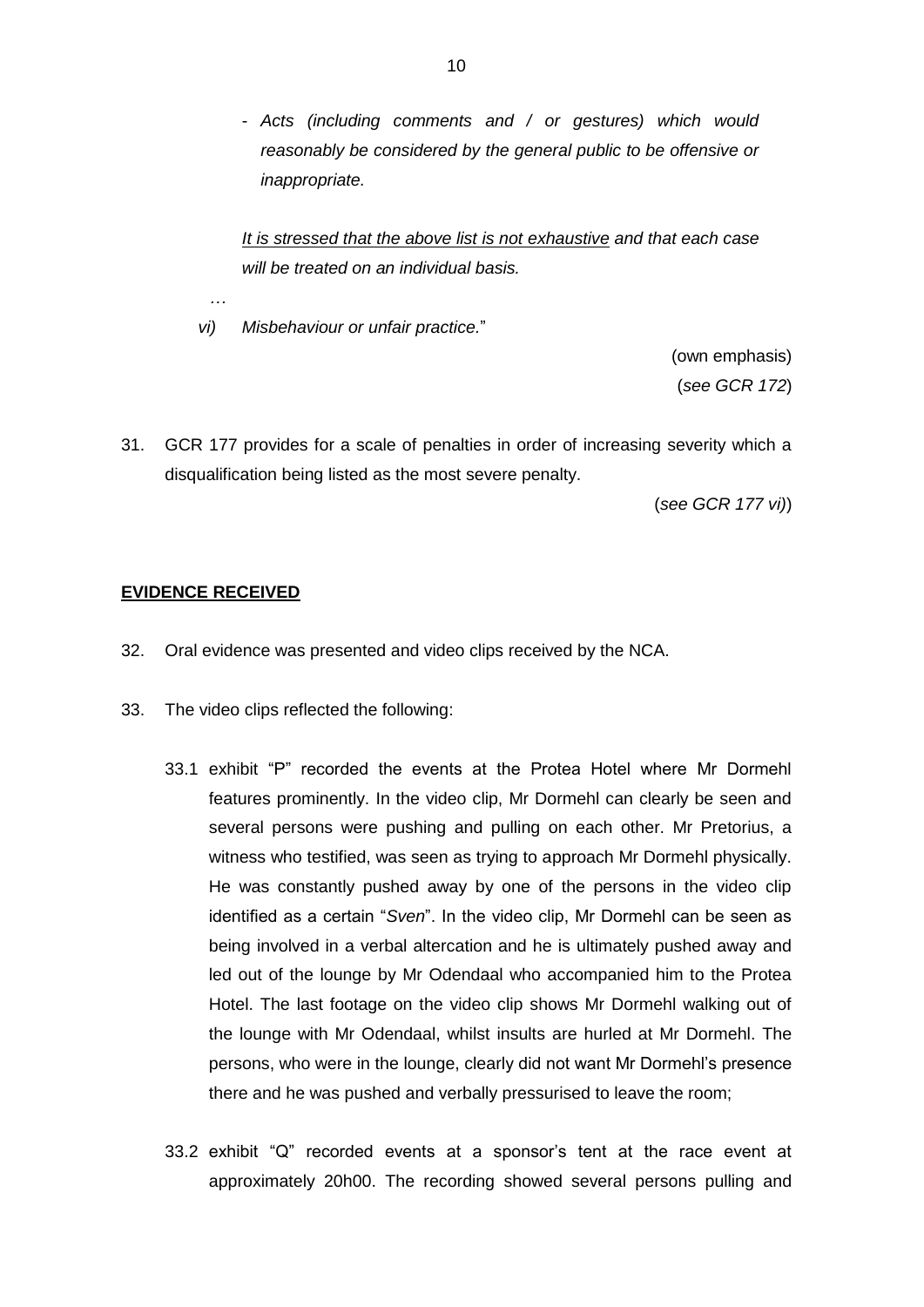- *Acts (including comments and / or gestures) which would reasonably be considered by the general public to be offensive or inappropriate.*

*<u>It is stressed that the above list is not exhaustive</u> and that each case will be treated on an individual basis.*

…

*vi) Misbehaviour or unfair practice.*"

(own emphasis)
(*see GCR 172*)

31. GCR 177 provides for a scale of penalties in order of increasing severity which a disqualification being listed as the most severe penalty.

(*see GCR 177 vi)*)

**<u>EVIDENCE RECEIVED</u>**

32. Oral evidence was presented and video clips received by the NCA.

33. The video clips reflected the following:

33.1 exhibit "P" recorded the events at the Protea Hotel where Mr Dormehl features prominently. In the video clip, Mr Dormehl can clearly be seen and several persons were pushing and pulling on each other. Mr Pretorius, a witness who testified, was seen as trying to approach Mr Dormehl physically. He was constantly pushed away by one of the persons in the video clip identified as a certain "*Sven*". In the video clip, Mr Dormehl can be seen as being involved in a verbal altercation and he is ultimately pushed away and led out of the lounge by Mr Odendaal who accompanied him to the Protea Hotel. The last footage on the video clip shows Mr Dormehl walking out of the lounge with Mr Odendaal, whilst insults are hurled at Mr Dormehl. The persons, who were in the lounge, clearly did not want Mr Dormehl's presence there and he was pushed and verbally pressurised to leave the room;

33.2 exhibit "Q" recorded events at a sponsor's tent at the race event at approximately 20h00. The recording showed several persons pulling and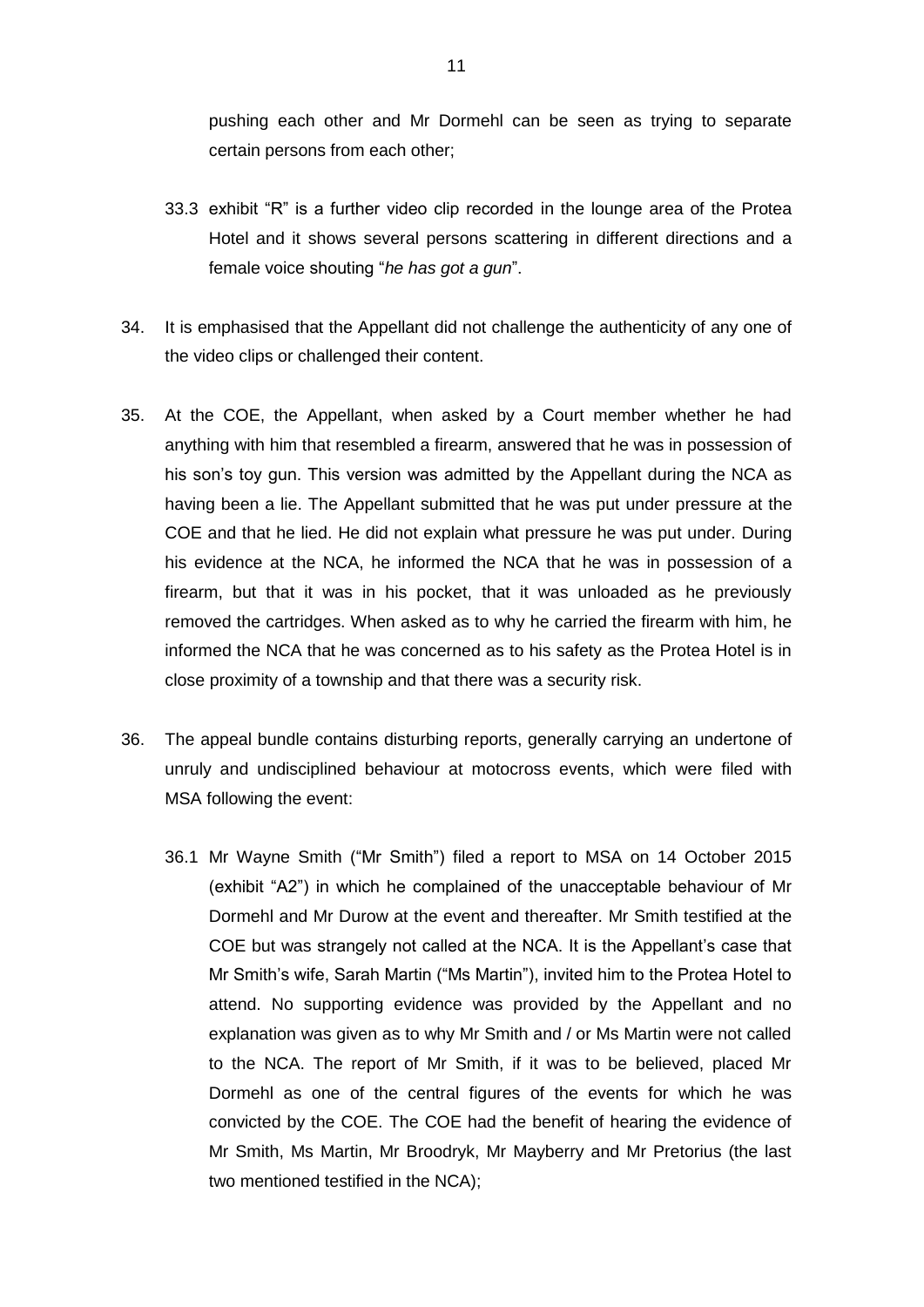pushing each other and Mr Dormehl can be seen as trying to separate certain persons from each other;

33.3 exhibit "R" is a further video clip recorded in the lounge area of the Protea Hotel and it shows several persons scattering in different directions and a female voice shouting "*he has got a gun*".

34. It is emphasised that the Appellant did not challenge the authenticity of any one of the video clips or challenged their content.

35. At the COE, the Appellant, when asked by a Court member whether he had anything with him that resembled a firearm, answered that he was in possession of his son's toy gun. This version was admitted by the Appellant during the NCA as having been a lie. The Appellant submitted that he was put under pressure at the COE and that he lied. He did not explain what pressure he was put under. During his evidence at the NCA, he informed the NCA that he was in possession of a firearm, but that it was in his pocket, that it was unloaded as he previously removed the cartridges. When asked as to why he carried the firearm with him, he informed the NCA that he was concerned as to his safety as the Protea Hotel is in close proximity of a township and that there was a security risk.

36. The appeal bundle contains disturbing reports, generally carrying an undertone of unruly and undisciplined behaviour at motocross events, which were filed with MSA following the event:

36.1 Mr Wayne Smith ("Mr Smith") filed a report to MSA on 14 October 2015 (exhibit "A2") in which he complained of the unacceptable behaviour of Mr Dormehl and Mr Durow at the event and thereafter. Mr Smith testified at the COE but was strangely not called at the NCA. It is the Appellant's case that Mr Smith's wife, Sarah Martin ("Ms Martin"), invited him to the Protea Hotel to attend. No supporting evidence was provided by the Appellant and no explanation was given as to why Mr Smith and / or Ms Martin were not called to the NCA. The report of Mr Smith, if it was to be believed, placed Mr Dormehl as one of the central figures of the events for which he was convicted by the COE. The COE had the benefit of hearing the evidence of Mr Smith, Ms Martin, Mr Broodryk, Mr Mayberry and Mr Pretorius (the last two mentioned testified in the NCA);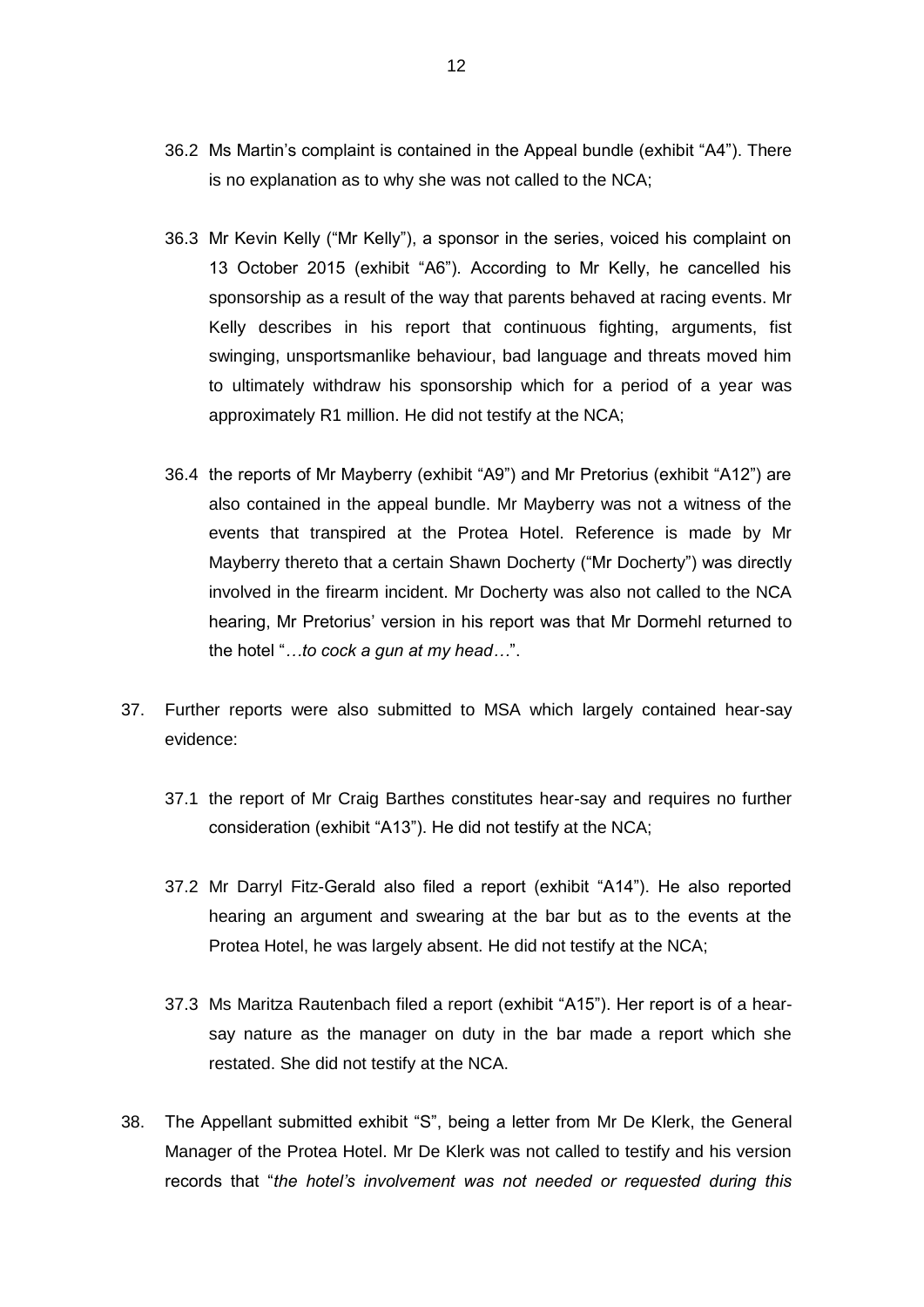36.2 Ms Martin's complaint is contained in the Appeal bundle (exhibit "A4"). There is no explanation as to why she was not called to the NCA;

36.3 Mr Kevin Kelly ("Mr Kelly"), a sponsor in the series, voiced his complaint on 13 October 2015 (exhibit "A6"). According to Mr Kelly, he cancelled his sponsorship as a result of the way that parents behaved at racing events. Mr Kelly describes in his report that continuous fighting, arguments, fist swinging, unsportsmanlike behaviour, bad language and threats moved him to ultimately withdraw his sponsorship which for a period of a year was approximately R1 million. He did not testify at the NCA;

36.4 the reports of Mr Mayberry (exhibit "A9") and Mr Pretorius (exhibit "A12") are also contained in the appeal bundle. Mr Mayberry was not a witness of the events that transpired at the Protea Hotel. Reference is made by Mr Mayberry thereto that a certain Shawn Docherty ("Mr Docherty") was directly involved in the firearm incident. Mr Docherty was also not called to the NCA hearing, Mr Pretorius' version in his report was that Mr Dormehl returned to the hotel "*…to cock a gun at my head…*".

37. Further reports were also submitted to MSA which largely contained hear-say evidence:

37.1 the report of Mr Craig Barthes constitutes hear-say and requires no further consideration (exhibit "A13"). He did not testify at the NCA;

37.2 Mr Darryl Fitz-Gerald also filed a report (exhibit "A14"). He also reported hearing an argument and swearing at the bar but as to the events at the Protea Hotel, he was largely absent. He did not testify at the NCA;

37.3 Ms Maritza Rautenbach filed a report (exhibit "A15"). Her report is of a hear-say nature as the manager on duty in the bar made a report which she restated. She did not testify at the NCA.

38. The Appellant submitted exhibit "S", being a letter from Mr De Klerk, the General Manager of the Protea Hotel. Mr De Klerk was not called to testify and his version records that "*the hotel's involvement was not needed or requested during this*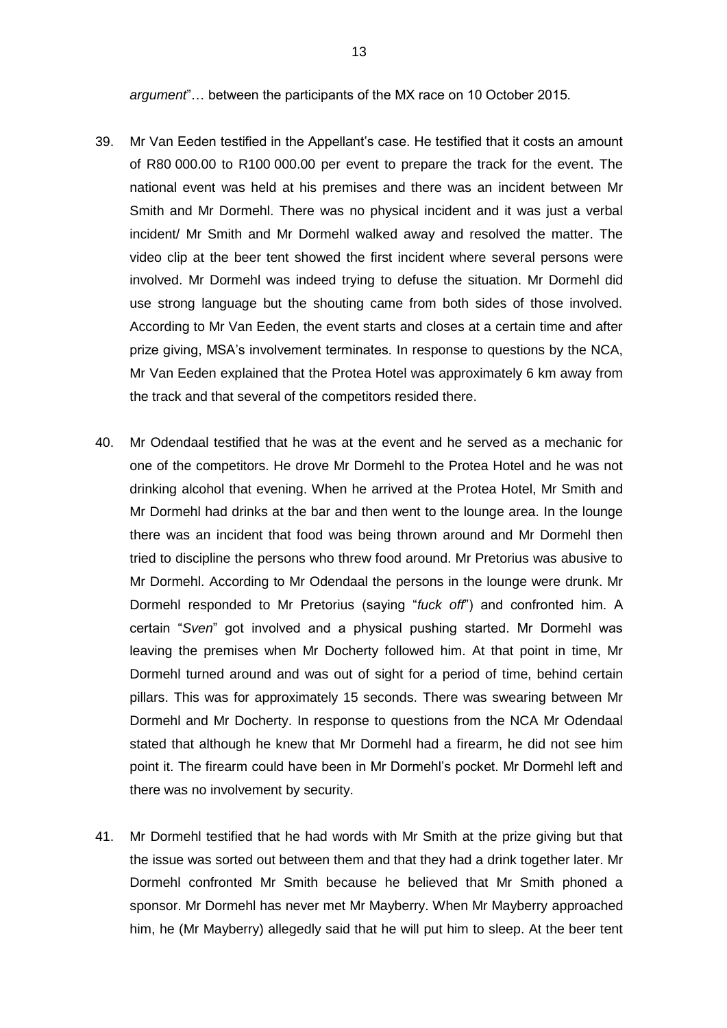*argument*"… between the participants of the MX race on 10 October 2015.

39. Mr Van Eeden testified in the Appellant's case. He testified that it costs an amount of R80 000.00 to R100 000.00 per event to prepare the track for the event. The national event was held at his premises and there was an incident between Mr Smith and Mr Dormehl. There was no physical incident and it was just a verbal incident/ Mr Smith and Mr Dormehl walked away and resolved the matter. The video clip at the beer tent showed the first incident where several persons were involved. Mr Dormehl was indeed trying to defuse the situation. Mr Dormehl did use strong language but the shouting came from both sides of those involved. According to Mr Van Eeden, the event starts and closes at a certain time and after prize giving, MSA's involvement terminates. In response to questions by the NCA, Mr Van Eeden explained that the Protea Hotel was approximately 6 km away from the track and that several of the competitors resided there.

40. Mr Odendaal testified that he was at the event and he served as a mechanic for one of the competitors. He drove Mr Dormehl to the Protea Hotel and he was not drinking alcohol that evening. When he arrived at the Protea Hotel, Mr Smith and Mr Dormehl had drinks at the bar and then went to the lounge area. In the lounge there was an incident that food was being thrown around and Mr Dormehl then tried to discipline the persons who threw food around. Mr Pretorius was abusive to Mr Dormehl. According to Mr Odendaal the persons in the lounge were drunk. Mr Dormehl responded to Mr Pretorius (saying "*fuck off*") and confronted him. A certain "*Sven*" got involved and a physical pushing started. Mr Dormehl was leaving the premises when Mr Docherty followed him. At that point in time, Mr Dormehl turned around and was out of sight for a period of time, behind certain pillars. This was for approximately 15 seconds. There was swearing between Mr Dormehl and Mr Docherty. In response to questions from the NCA Mr Odendaal stated that although he knew that Mr Dormehl had a firearm, he did not see him point it. The firearm could have been in Mr Dormehl's pocket. Mr Dormehl left and there was no involvement by security.

41. Mr Dormehl testified that he had words with Mr Smith at the prize giving but that the issue was sorted out between them and that they had a drink together later. Mr Dormehl confronted Mr Smith because he believed that Mr Smith phoned a sponsor. Mr Dormehl has never met Mr Mayberry. When Mr Mayberry approached him, he (Mr Mayberry) allegedly said that he will put him to sleep. At the beer tent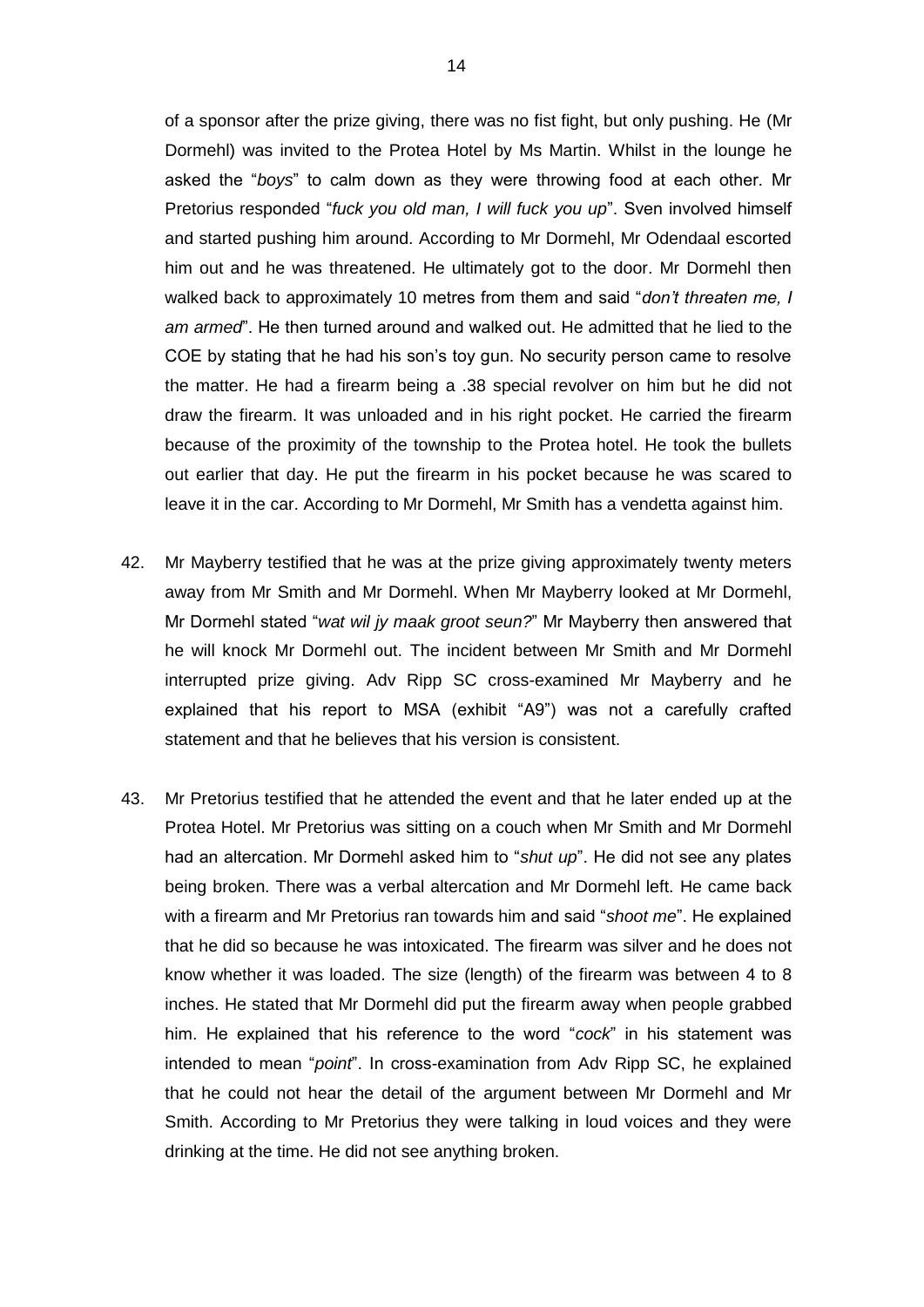of a sponsor after the prize giving, there was no fist fight, but only pushing. He (Mr Dormehl) was invited to the Protea Hotel by Ms Martin. Whilst in the lounge he asked the "*boys*" to calm down as they were throwing food at each other. Mr Pretorius responded "*fuck you old man, I will fuck you up*". Sven involved himself and started pushing him around. According to Mr Dormehl, Mr Odendaal escorted him out and he was threatened. He ultimately got to the door. Mr Dormehl then walked back to approximately 10 metres from them and said "*don't threaten me, I am armed*". He then turned around and walked out. He admitted that he lied to the COE by stating that he had his son's toy gun. No security person came to resolve the matter. He had a firearm being a .38 special revolver on him but he did not draw the firearm. It was unloaded and in his right pocket. He carried the firearm because of the proximity of the township to the Protea hotel. He took the bullets out earlier that day. He put the firearm in his pocket because he was scared to leave it in the car. According to Mr Dormehl, Mr Smith has a vendetta against him.

42. Mr Mayberry testified that he was at the prize giving approximately twenty meters away from Mr Smith and Mr Dormehl. When Mr Mayberry looked at Mr Dormehl, Mr Dormehl stated "*wat wil jy maak groot seun?*" Mr Mayberry then answered that he will knock Mr Dormehl out. The incident between Mr Smith and Mr Dormehl interrupted prize giving. Adv Ripp SC cross-examined Mr Mayberry and he explained that his report to MSA (exhibit "A9") was not a carefully crafted statement and that he believes that his version is consistent.

43. Mr Pretorius testified that he attended the event and that he later ended up at the Protea Hotel. Mr Pretorius was sitting on a couch when Mr Smith and Mr Dormehl had an altercation. Mr Dormehl asked him to "*shut up*". He did not see any plates being broken. There was a verbal altercation and Mr Dormehl left. He came back with a firearm and Mr Pretorius ran towards him and said "*shoot me*". He explained that he did so because he was intoxicated. The firearm was silver and he does not know whether it was loaded. The size (length) of the firearm was between 4 to 8 inches. He stated that Mr Dormehl did put the firearm away when people grabbed him. He explained that his reference to the word "*cock*" in his statement was intended to mean "*point*". In cross-examination from Adv Ripp SC, he explained that he could not hear the detail of the argument between Mr Dormehl and Mr Smith. According to Mr Pretorius they were talking in loud voices and they were drinking at the time. He did not see anything broken.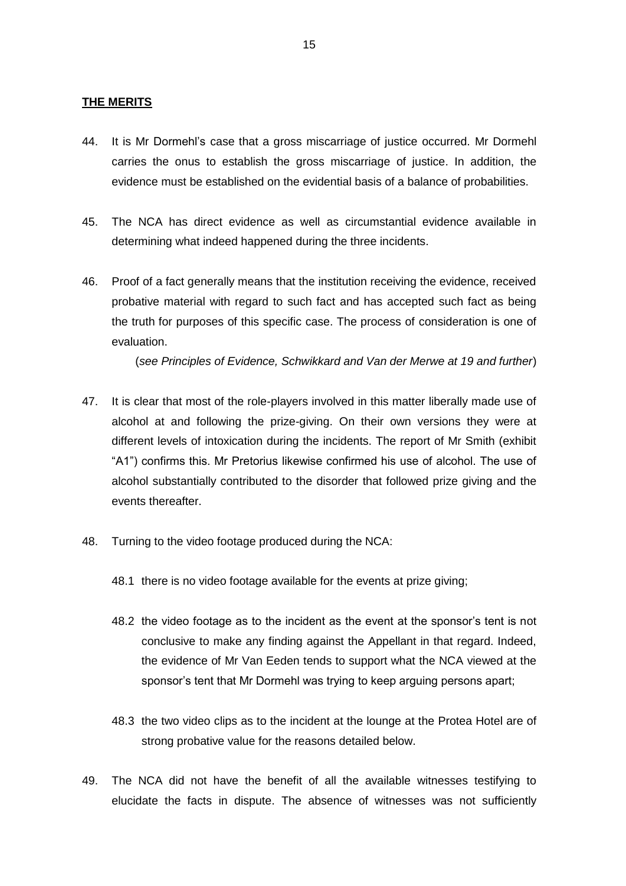**THE MERITS**

44. It is Mr Dormehl's case that a gross miscarriage of justice occurred. Mr Dormehl carries the onus to establish the gross miscarriage of justice. In addition, the evidence must be established on the evidential basis of a balance of probabilities.

45. The NCA has direct evidence as well as circumstantial evidence available in determining what indeed happened during the three incidents.

46. Proof of a fact generally means that the institution receiving the evidence, received probative material with regard to such fact and has accepted such fact as being the truth for purposes of this specific case. The process of consideration is one of evaluation.

    (*see Principles of Evidence, Schwikkard and Van der Merwe at 19 and further*)

47. It is clear that most of the role-players involved in this matter liberally made use of alcohol at and following the prize-giving. On their own versions they were at different levels of intoxication during the incidents. The report of Mr Smith (exhibit "A1") confirms this. Mr Pretorius likewise confirmed his use of alcohol. The use of alcohol substantially contributed to the disorder that followed prize giving and the events thereafter.

48. Turning to the video footage produced during the NCA:

    48.1 there is no video footage available for the events at prize giving;

    48.2 the video footage as to the incident as the event at the sponsor's tent is not conclusive to make any finding against the Appellant in that regard. Indeed, the evidence of Mr Van Eeden tends to support what the NCA viewed at the sponsor's tent that Mr Dormehl was trying to keep arguing persons apart;

    48.3 the two video clips as to the incident at the lounge at the Protea Hotel are of strong probative value for the reasons detailed below.

49. The NCA did not have the benefit of all the available witnesses testifying to elucidate the facts in dispute. The absence of witnesses was not sufficiently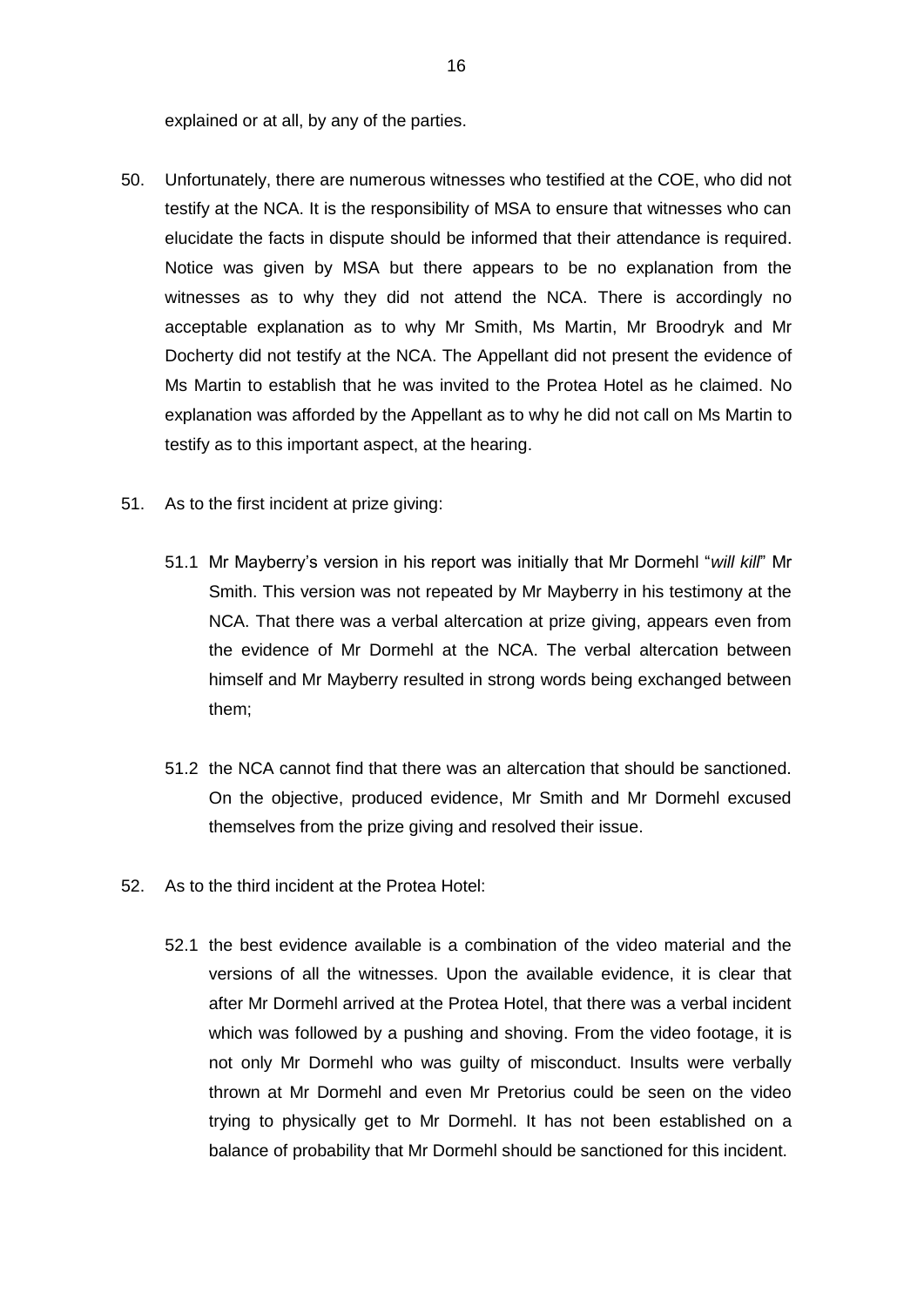explained or at all, by any of the parties.

50. Unfortunately, there are numerous witnesses who testified at the COE, who did not testify at the NCA. It is the responsibility of MSA to ensure that witnesses who can elucidate the facts in dispute should be informed that their attendance is required. Notice was given by MSA but there appears to be no explanation from the witnesses as to why they did not attend the NCA. There is accordingly no acceptable explanation as to why Mr Smith, Ms Martin, Mr Broodryk and Mr Docherty did not testify at the NCA. The Appellant did not present the evidence of Ms Martin to establish that he was invited to the Protea Hotel as he claimed. No explanation was afforded by the Appellant as to why he did not call on Ms Martin to testify as to this important aspect, at the hearing.

51. As to the first incident at prize giving:

    51.1 Mr Mayberry's version in his report was initially that Mr Dormehl "*will kill*" Mr Smith. This version was not repeated by Mr Mayberry in his testimony at the NCA. That there was a verbal altercation at prize giving, appears even from the evidence of Mr Dormehl at the NCA. The verbal altercation between himself and Mr Mayberry resulted in strong words being exchanged between them;

    51.2 the NCA cannot find that there was an altercation that should be sanctioned. On the objective, produced evidence, Mr Smith and Mr Dormehl excused themselves from the prize giving and resolved their issue.

52. As to the third incident at the Protea Hotel:

    52.1 the best evidence available is a combination of the video material and the versions of all the witnesses. Upon the available evidence, it is clear that after Mr Dormehl arrived at the Protea Hotel, that there was a verbal incident which was followed by a pushing and shoving. From the video footage, it is not only Mr Dormehl who was guilty of misconduct. Insults were verbally thrown at Mr Dormehl and even Mr Pretorius could be seen on the video trying to physically get to Mr Dormehl. It has not been established on a balance of probability that Mr Dormehl should be sanctioned for this incident.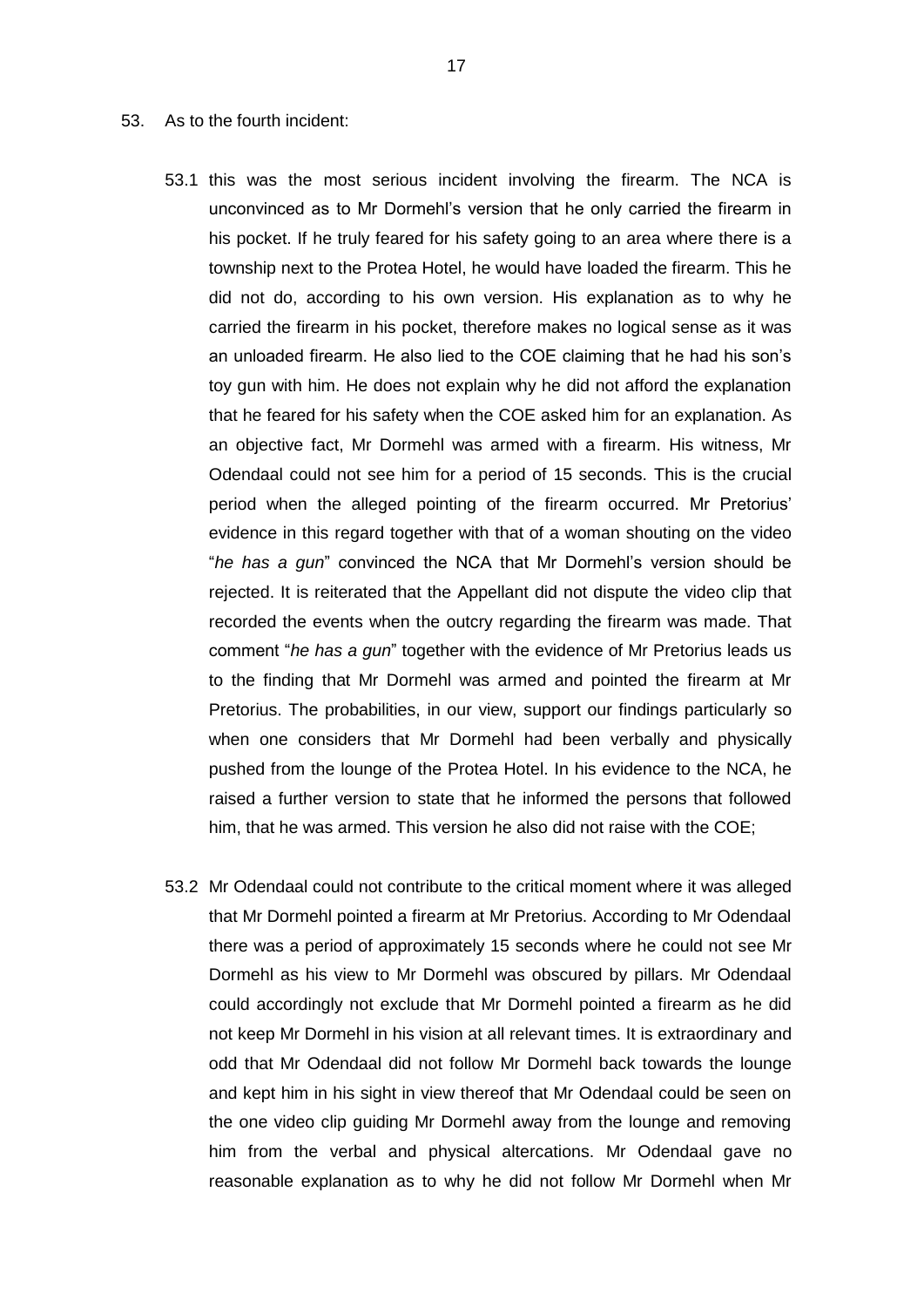53. As to the fourth incident:

53.1 this was the most serious incident involving the firearm. The NCA is unconvinced as to Mr Dormehl's version that he only carried the firearm in his pocket. If he truly feared for his safety going to an area where there is a township next to the Protea Hotel, he would have loaded the firearm. This he did not do, according to his own version. His explanation as to why he carried the firearm in his pocket, therefore makes no logical sense as it was an unloaded firearm. He also lied to the COE claiming that he had his son's toy gun with him. He does not explain why he did not afford the explanation that he feared for his safety when the COE asked him for an explanation. As an objective fact, Mr Dormehl was armed with a firearm. His witness, Mr Odendaal could not see him for a period of 15 seconds. This is the crucial period when the alleged pointing of the firearm occurred. Mr Pretorius' evidence in this regard together with that of a woman shouting on the video "*he has a gun*" convinced the NCA that Mr Dormehl's version should be rejected. It is reiterated that the Appellant did not dispute the video clip that recorded the events when the outcry regarding the firearm was made. That comment "*he has a gun*" together with the evidence of Mr Pretorius leads us to the finding that Mr Dormehl was armed and pointed the firearm at Mr Pretorius. The probabilities, in our view, support our findings particularly so when one considers that Mr Dormehl had been verbally and physically pushed from the lounge of the Protea Hotel. In his evidence to the NCA, he raised a further version to state that he informed the persons that followed him, that he was armed. This version he also did not raise with the COE;

53.2 Mr Odendaal could not contribute to the critical moment where it was alleged that Mr Dormehl pointed a firearm at Mr Pretorius. According to Mr Odendaal there was a period of approximately 15 seconds where he could not see Mr Dormehl as his view to Mr Dormehl was obscured by pillars. Mr Odendaal could accordingly not exclude that Mr Dormehl pointed a firearm as he did not keep Mr Dormehl in his vision at all relevant times. It is extraordinary and odd that Mr Odendaal did not follow Mr Dormehl back towards the lounge and kept him in his sight in view thereof that Mr Odendaal could be seen on the one video clip guiding Mr Dormehl away from the lounge and removing him from the verbal and physical altercations. Mr Odendaal gave no reasonable explanation as to why he did not follow Mr Dormehl when Mr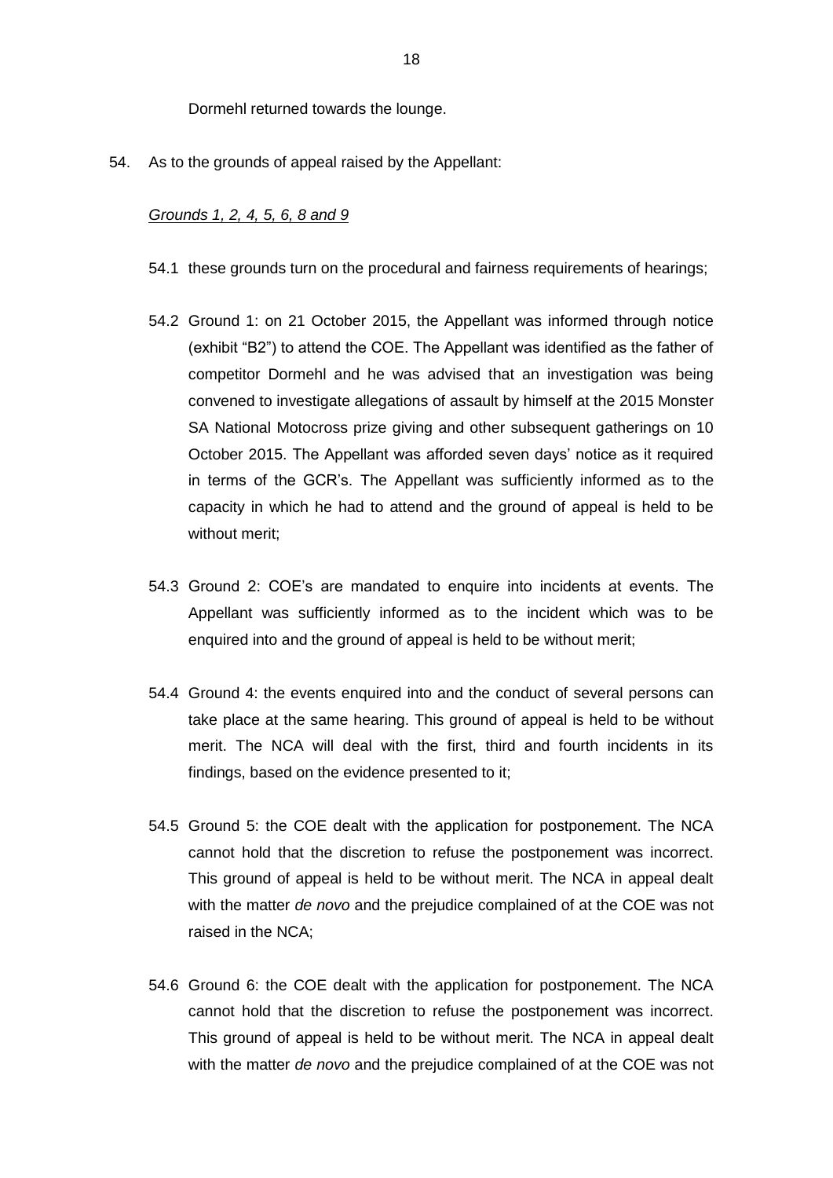Dormehl returned towards the lounge.

54. As to the grounds of appeal raised by the Appellant:

<u>*Grounds 1, 2, 4, 5, 6, 8 and 9*</u>

54.1 these grounds turn on the procedural and fairness requirements of hearings;

54.2 Ground 1: on 21 October 2015, the Appellant was informed through notice (exhibit "B2") to attend the COE. The Appellant was identified as the father of competitor Dormehl and he was advised that an investigation was being convened to investigate allegations of assault by himself at the 2015 Monster SA National Motocross prize giving and other subsequent gatherings on 10 October 2015. The Appellant was afforded seven days' notice as it required in terms of the GCR's. The Appellant was sufficiently informed as to the capacity in which he had to attend and the ground of appeal is held to be without merit;

54.3 Ground 2: COE's are mandated to enquire into incidents at events. The Appellant was sufficiently informed as to the incident which was to be enquired into and the ground of appeal is held to be without merit;

54.4 Ground 4: the events enquired into and the conduct of several persons can take place at the same hearing. This ground of appeal is held to be without merit. The NCA will deal with the first, third and fourth incidents in its findings, based on the evidence presented to it;

54.5 Ground 5: the COE dealt with the application for postponement. The NCA cannot hold that the discretion to refuse the postponement was incorrect. This ground of appeal is held to be without merit. The NCA in appeal dealt with the matter *de novo* and the prejudice complained of at the COE was not raised in the NCA;

54.6 Ground 6: the COE dealt with the application for postponement. The NCA cannot hold that the discretion to refuse the postponement was incorrect. This ground of appeal is held to be without merit. The NCA in appeal dealt with the matter *de novo* and the prejudice complained of at the COE was not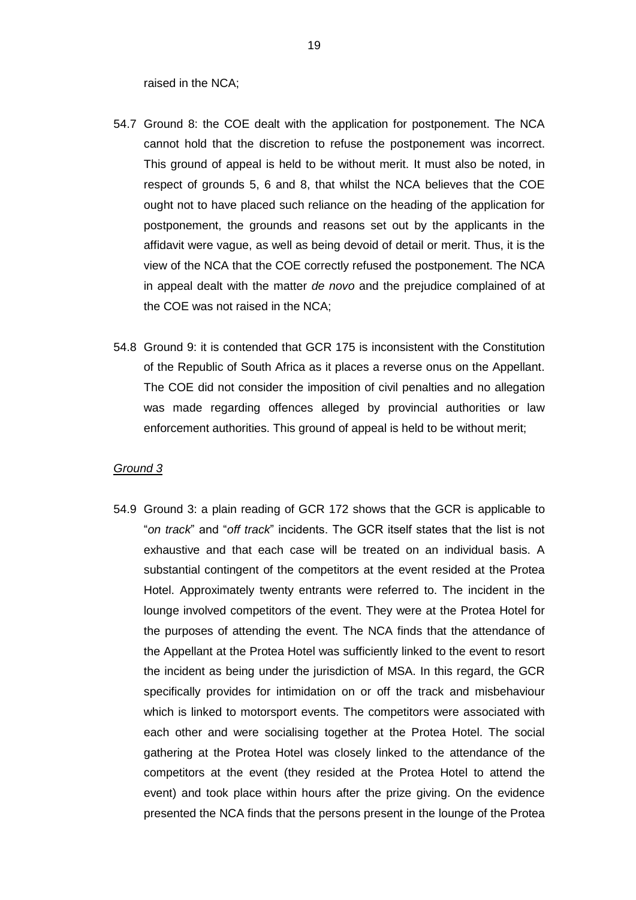raised in the NCA;

54.7 Ground 8: the COE dealt with the application for postponement. The NCA cannot hold that the discretion to refuse the postponement was incorrect. This ground of appeal is held to be without merit. It must also be noted, in respect of grounds 5, 6 and 8, that whilst the NCA believes that the COE ought not to have placed such reliance on the heading of the application for postponement, the grounds and reasons set out by the applicants in the affidavit were vague, as well as being devoid of detail or merit. Thus, it is the view of the NCA that the COE correctly refused the postponement. The NCA in appeal dealt with the matter *de novo* and the prejudice complained of at the COE was not raised in the NCA;

54.8 Ground 9: it is contended that GCR 175 is inconsistent with the Constitution of the Republic of South Africa as it places a reverse onus on the Appellant. The COE did not consider the imposition of civil penalties and no allegation was made regarding offences alleged by provincial authorities or law enforcement authorities. This ground of appeal is held to be without merit;

*Ground 3*

54.9 Ground 3: a plain reading of GCR 172 shows that the GCR is applicable to "*on track*" and "*off track*" incidents. The GCR itself states that the list is not exhaustive and that each case will be treated on an individual basis. A substantial contingent of the competitors at the event resided at the Protea Hotel. Approximately twenty entrants were referred to. The incident in the lounge involved competitors of the event. They were at the Protea Hotel for the purposes of attending the event. The NCA finds that the attendance of the Appellant at the Protea Hotel was sufficiently linked to the event to resort the incident as being under the jurisdiction of MSA. In this regard, the GCR specifically provides for intimidation on or off the track and misbehaviour which is linked to motorsport events. The competitors were associated with each other and were socialising together at the Protea Hotel. The social gathering at the Protea Hotel was closely linked to the attendance of the competitors at the event (they resided at the Protea Hotel to attend the event) and took place within hours after the prize giving. On the evidence presented the NCA finds that the persons present in the lounge of the Protea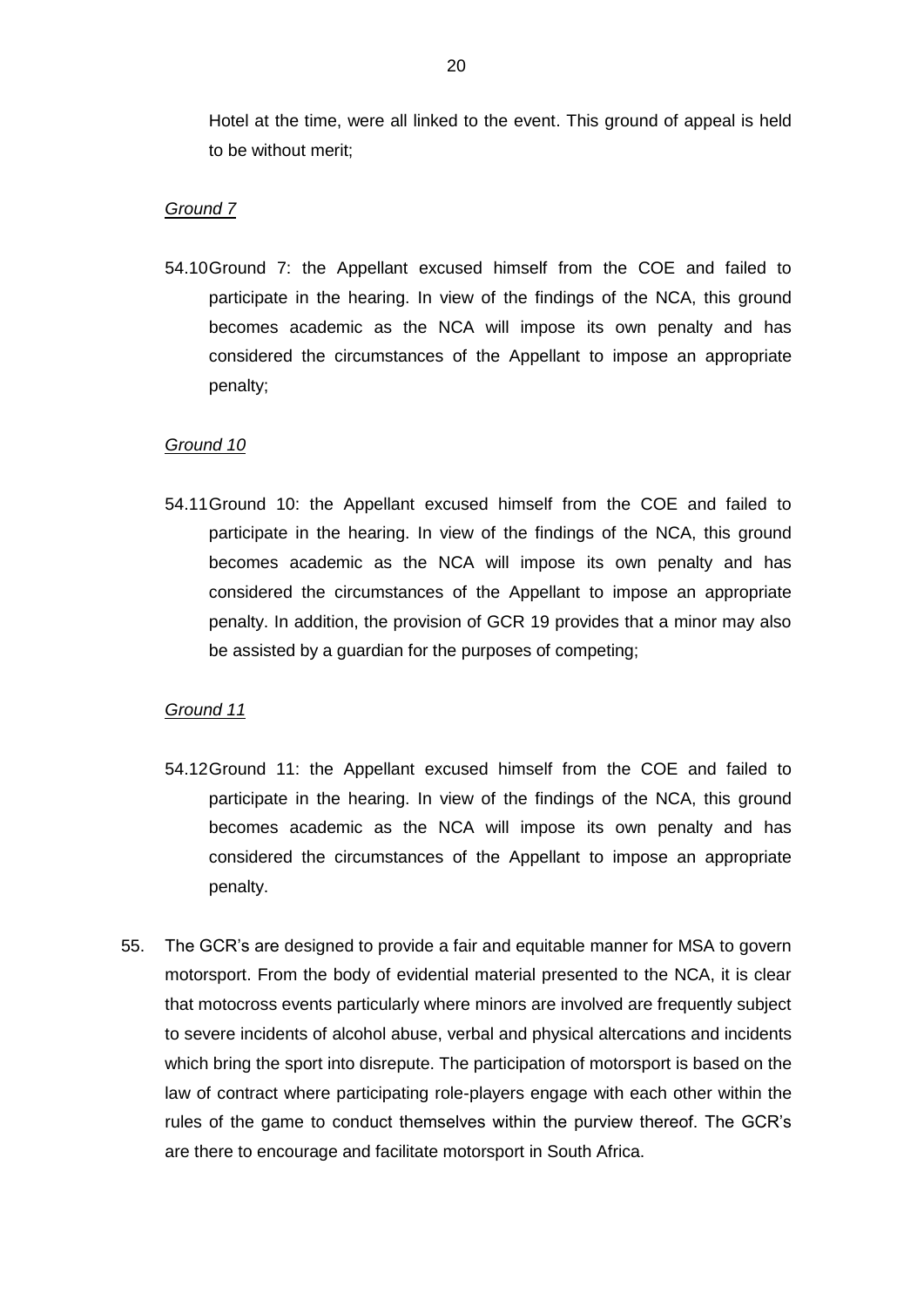Hotel at the time, were all linked to the event. This ground of appeal is held to be without merit;

*Ground 7*

54.10 Ground 7: the Appellant excused himself from the COE and failed to participate in the hearing. In view of the findings of the NCA, this ground becomes academic as the NCA will impose its own penalty and has considered the circumstances of the Appellant to impose an appropriate penalty;

*Ground 10*

54.11 Ground 10: the Appellant excused himself from the COE and failed to participate in the hearing. In view of the findings of the NCA, this ground becomes academic as the NCA will impose its own penalty and has considered the circumstances of the Appellant to impose an appropriate penalty. In addition, the provision of GCR 19 provides that a minor may also be assisted by a guardian for the purposes of competing;

*Ground 11*

54.12 Ground 11: the Appellant excused himself from the COE and failed to participate in the hearing. In view of the findings of the NCA, this ground becomes academic as the NCA will impose its own penalty and has considered the circumstances of the Appellant to impose an appropriate penalty.

55. The GCR's are designed to provide a fair and equitable manner for MSA to govern motorsport. From the body of evidential material presented to the NCA, it is clear that motocross events particularly where minors are involved are frequently subject to severe incidents of alcohol abuse, verbal and physical altercations and incidents which bring the sport into disrepute. The participation of motorsport is based on the law of contract where participating role-players engage with each other within the rules of the game to conduct themselves within the purview thereof. The GCR's are there to encourage and facilitate motorsport in South Africa.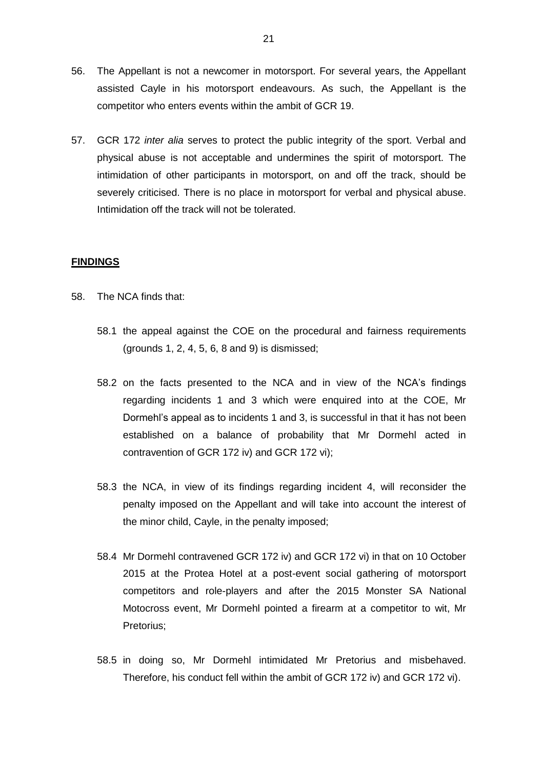56. The Appellant is not a newcomer in motorsport. For several years, the Appellant assisted Cayle in his motorsport endeavours. As such, the Appellant is the competitor who enters events within the ambit of GCR 19.

57. GCR 172 *inter alia* serves to protect the public integrity of the sport. Verbal and physical abuse is not acceptable and undermines the spirit of motorsport. The intimidation of other participants in motorsport, on and off the track, should be severely criticised. There is no place in motorsport for verbal and physical abuse. Intimidation off the track will not be tolerated.

**FINDINGS**

58. The NCA finds that:

    58.1 the appeal against the COE on the procedural and fairness requirements (grounds 1, 2, 4, 5, 6, 8 and 9) is dismissed;

    58.2 on the facts presented to the NCA and in view of the NCA's findings regarding incidents 1 and 3 which were enquired into at the COE, Mr Dormehl's appeal as to incidents 1 and 3, is successful in that it has not been established on a balance of probability that Mr Dormehl acted in contravention of GCR 172 iv) and GCR 172 vi);

    58.3 the NCA, in view of its findings regarding incident 4, will reconsider the penalty imposed on the Appellant and will take into account the interest of the minor child, Cayle, in the penalty imposed;

    58.4 Mr Dormehl contravened GCR 172 iv) and GCR 172 vi) in that on 10 October 2015 at the Protea Hotel at a post-event social gathering of motorsport competitors and role-players and after the 2015 Monster SA National Motocross event, Mr Dormehl pointed a firearm at a competitor to wit, Mr Pretorius;

    58.5 in doing so, Mr Dormehl intimidated Mr Pretorius and misbehaved. Therefore, his conduct fell within the ambit of GCR 172 iv) and GCR 172 vi).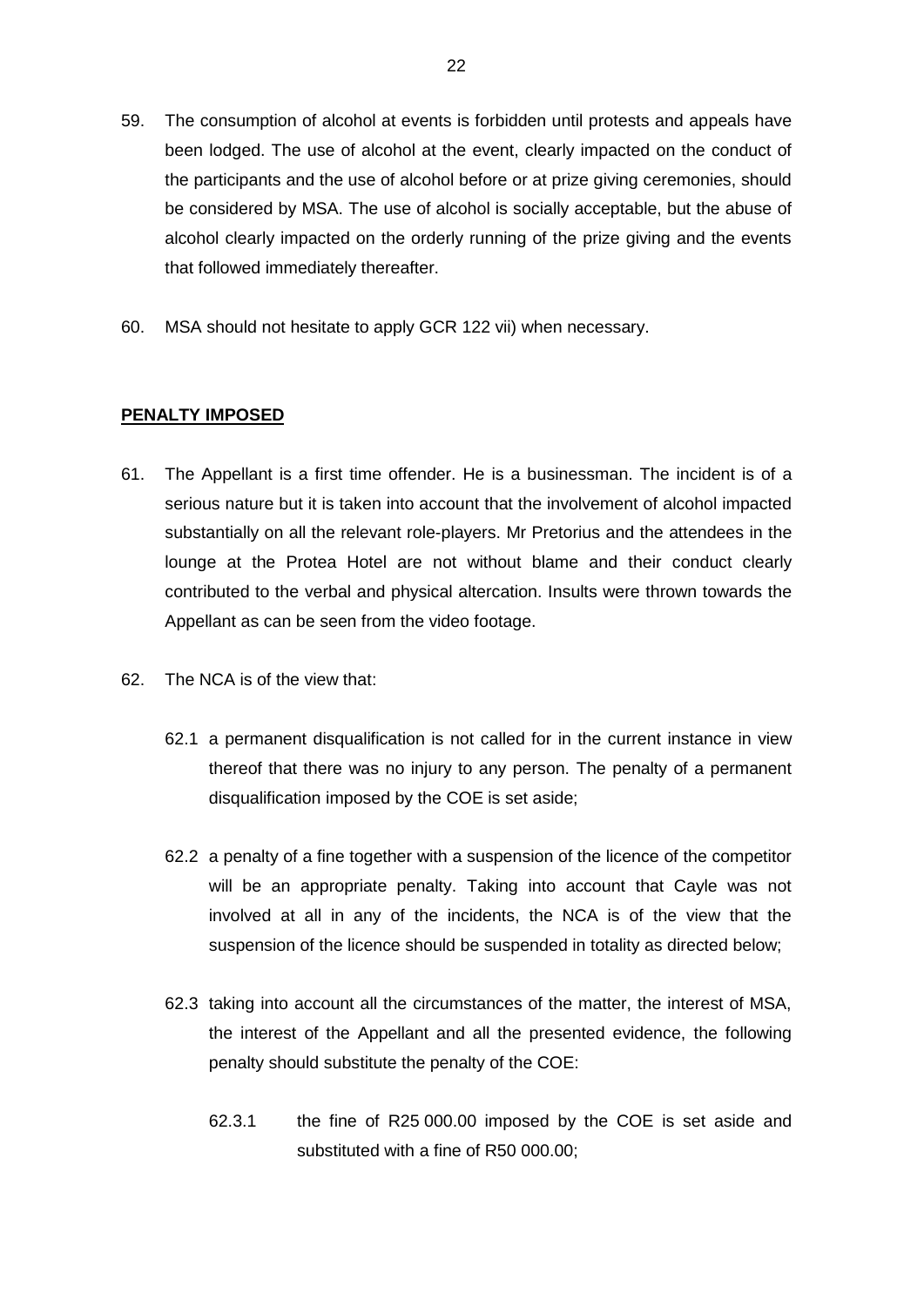59. The consumption of alcohol at events is forbidden until protests and appeals have been lodged. The use of alcohol at the event, clearly impacted on the conduct of the participants and the use of alcohol before or at prize giving ceremonies, should be considered by MSA. The use of alcohol is socially acceptable, but the abuse of alcohol clearly impacted on the orderly running of the prize giving and the events that followed immediately thereafter.

60. MSA should not hesitate to apply GCR 122 vii) when necessary.

**PENALTY IMPOSED**

61. The Appellant is a first time offender. He is a businessman. The incident is of a serious nature but it is taken into account that the involvement of alcohol impacted substantially on all the relevant role-players. Mr Pretorius and the attendees in the lounge at the Protea Hotel are not without blame and their conduct clearly contributed to the verbal and physical altercation. Insults were thrown towards the Appellant as can be seen from the video footage.

62. The NCA is of the view that:

   62.1 a permanent disqualification is not called for in the current instance in view thereof that there was no injury to any person. The penalty of a permanent disqualification imposed by the COE is set aside;

   62.2 a penalty of a fine together with a suspension of the licence of the competitor will be an appropriate penalty. Taking into account that Cayle was not involved at all in any of the incidents, the NCA is of the view that the suspension of the licence should be suspended in totality as directed below;

   62.3 taking into account all the circumstances of the matter, the interest of MSA, the interest of the Appellant and all the presented evidence, the following penalty should substitute the penalty of the COE:

      62.3.1 the fine of R25 000.00 imposed by the COE is set aside and substituted with a fine of R50 000.00;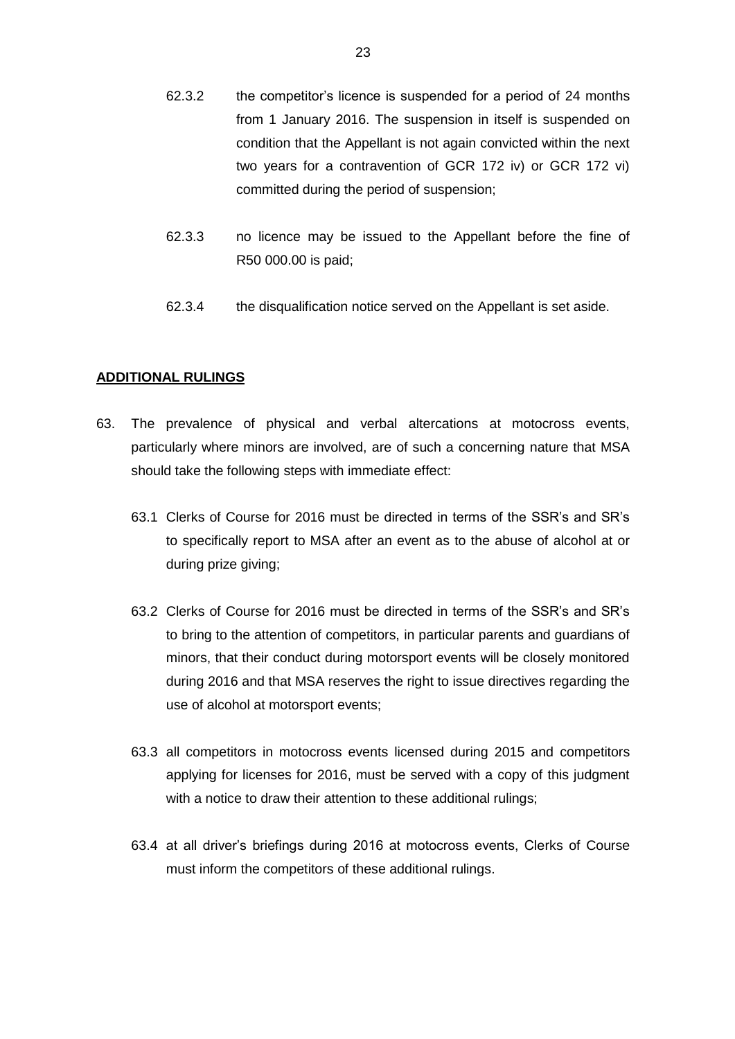62.3.2 the competitor's licence is suspended for a period of 24 months from 1 January 2016. The suspension in itself is suspended on condition that the Appellant is not again convicted within the next two years for a contravention of GCR 172 iv) or GCR 172 vi) committed during the period of suspension;

62.3.3 no licence may be issued to the Appellant before the fine of R50 000.00 is paid;

62.3.4 the disqualification notice served on the Appellant is set aside.

**ADDITIONAL RULINGS**

63. The prevalence of physical and verbal altercations at motocross events, particularly where minors are involved, are of such a concerning nature that MSA should take the following steps with immediate effect:

63.1 Clerks of Course for 2016 must be directed in terms of the SSR's and SR's to specifically report to MSA after an event as to the abuse of alcohol at or during prize giving;

63.2 Clerks of Course for 2016 must be directed in terms of the SSR's and SR's to bring to the attention of competitors, in particular parents and guardians of minors, that their conduct during motorsport events will be closely monitored during 2016 and that MSA reserves the right to issue directives regarding the use of alcohol at motorsport events;

63.3 all competitors in motocross events licensed during 2015 and competitors applying for licenses for 2016, must be served with a copy of this judgment with a notice to draw their attention to these additional rulings;

63.4 at all driver's briefings during 2016 at motocross events, Clerks of Course must inform the competitors of these additional rulings.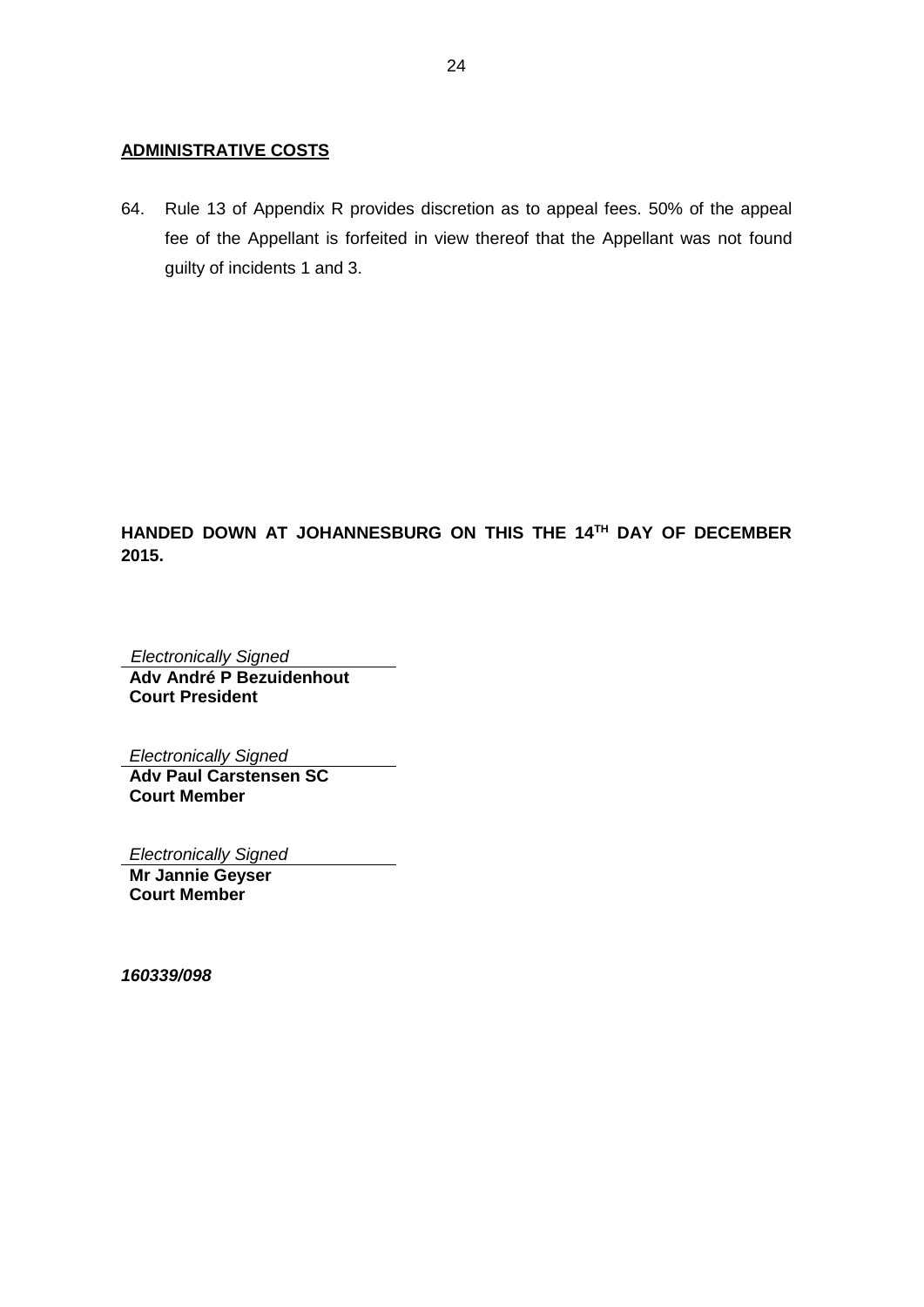**ADMINISTRATIVE COSTS**

64. Rule 13 of Appendix R provides discretion as to appeal fees. 50% of the appeal fee of the Appellant is forfeited in view thereof that the Appellant was not found guilty of incidents 1 and 3.

**HANDED DOWN AT JOHANNESBURG ON THIS THE 14TH DAY OF DECEMBER 2015.**

*Electronically Signed*
**Adv André P Bezuidenhout**
**Court President**

*Electronically Signed*
**Adv Paul Carstensen SC**
**Court Member**

*Electronically Signed*
**Mr Jannie Geyser**
**Court Member**

***160339/098***